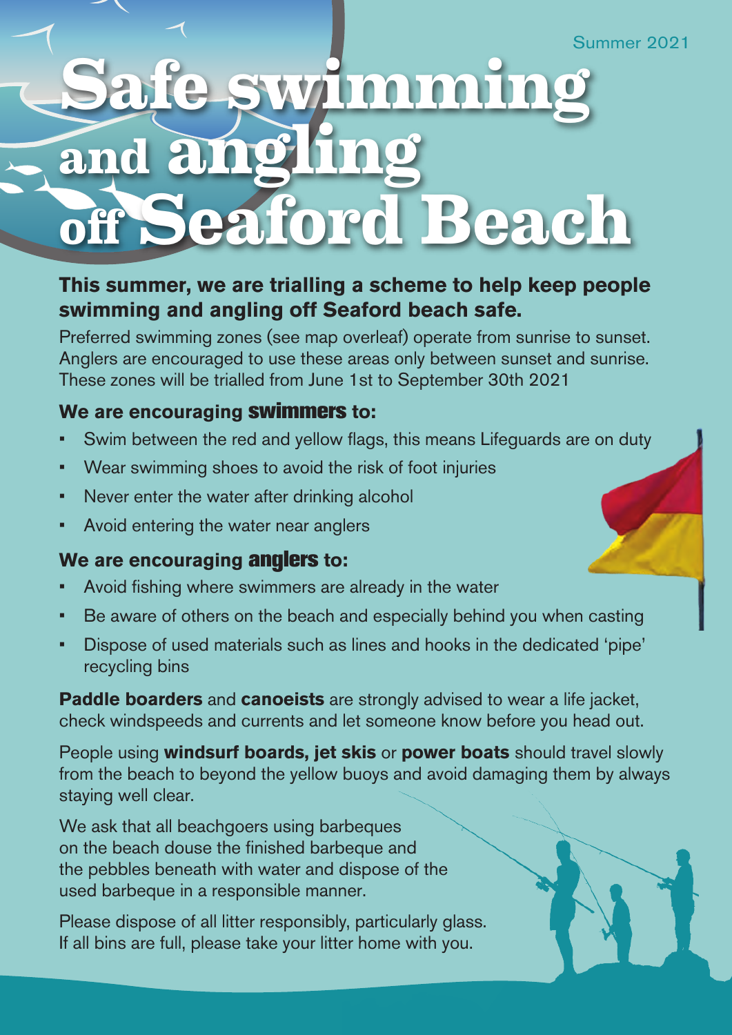Summer 2021

# Safe swimming and angling off Seaford Beach

**This summer, we are trialling a scheme to help keep people swimming and angling off Seaford beach safe.**

Preferred swimming zones (see map overleaf) operate from sunrise to sunset. Anglers are encouraged to use these areas only between sunset and sunrise. These zones will be trialled from June 1st to September 30th 2021

### We are encouraging swimmers to:

- Swim between the red and yellow flags, this means Lifeguards are on duty
- Wear swimming shoes to avoid the risk of foot injuries
- Never enter the water after drinking alcohol
- Avoid entering the water near anglers

### We are encouraging anglers to:

- Avoid fishing where swimmers are already in the water
- Be aware of others on the beach and especially behind you when casting
- Dispose of used materials such as lines and hooks in the dedicated 'pipe' recycling bins

**Paddle boarders** and **canoeists** are strongly advised to wear a life jacket, check windspeeds and currents and let someone know before you head out.

People using **windsurf boards, jet skis** or **power boats** should travel slowly from the beach to beyond the yellow buoys and avoid damaging them by always staying well clear.

We ask that all beachgoers using barbeques on the beach douse the finished barbeque and the pebbles beneath with water and dispose of the used barbeque in a responsible manner.

Please dispose of all litter responsibly, particularly glass. If all bins are full, please take your litter home with you.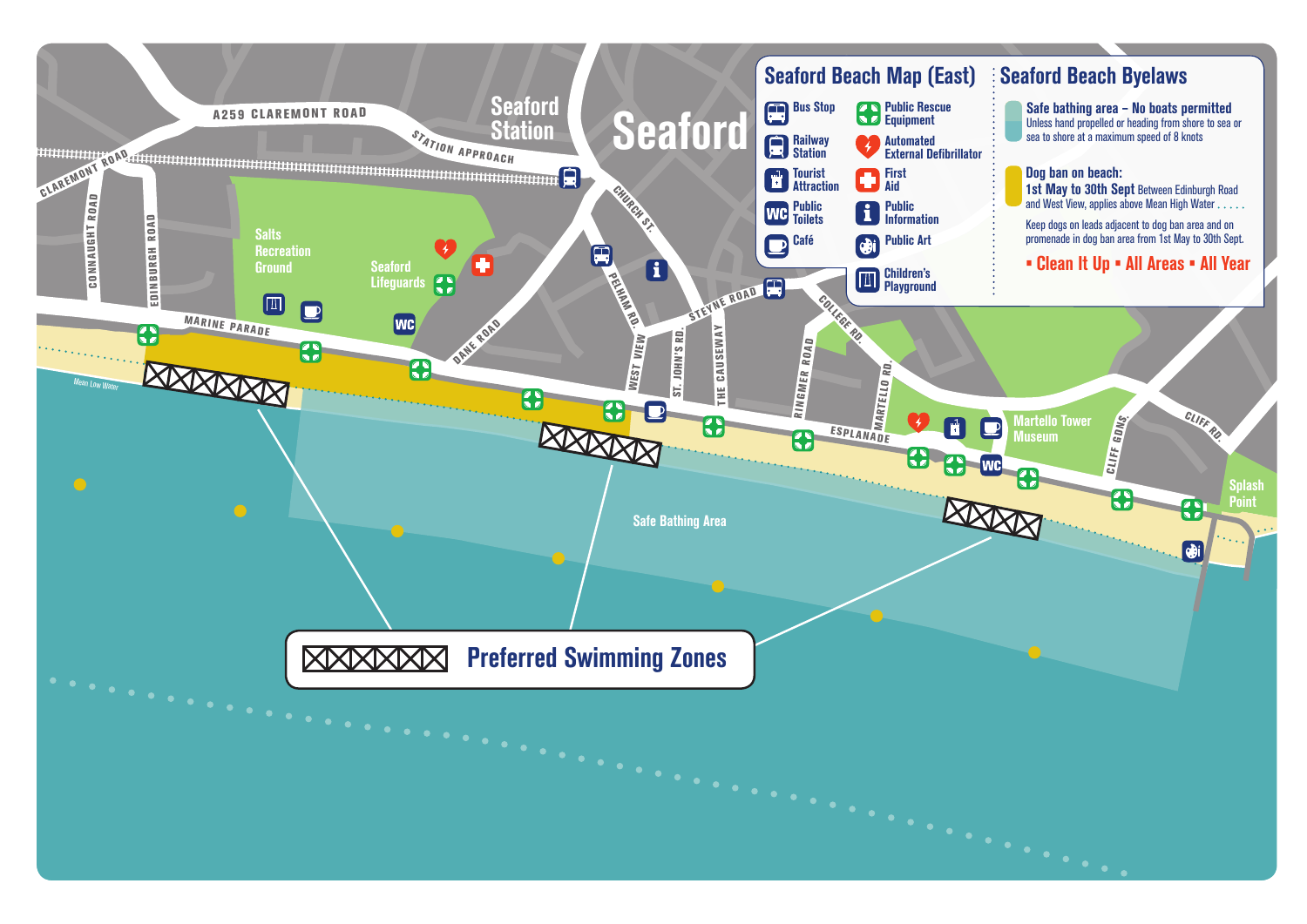# Seaford Beach Map (East)

- Bus Stop
- Railway Station
- Tourist Attraction
- WC Public Toilets
- Café
- Public Rescue Equipment
- Automated External Defibrillator
- First Aid
- Public Information
- Public Art
- Children's Playground

# Seaford Beach Byelaws

**Safe bathing area – No boats permitted**
Unless hand propelled or heading from shore to sea or sea to shore at a maximum speed of 8 knots

**Dog ban on beach:**
**1st May to 30th Sept** Between Edinburgh Road and West View, applies above Mean High Water

Keep dogs on leads adjacent to dog ban area and on promenade in dog ban area from 1st May to 30th Sept.

**▪ Clean It Up ▪ All Areas ▪ All Year**

Seaford

Seaford Station

A259 CLAREMONT ROAD

CLAREMONT ROAD

STATION APPROACH

CHURCH ST.

CONNAUGHT ROAD

EDINBURGH ROAD

Salts Recreation Ground

Seaford Lifeguards

MARINE PARADE

DANE ROAD

PELHAM RD.

WEST VIEW

ST. JOHN'S RD.

THE CAUSEWAY

STEYNE ROAD

RINGMER ROAD

COLLEGE RD.

MARTELLO RD.

ESPLANADE

Martello Tower Museum

CLIFF GDNS.

CLIFF RD.

Splash Point

Mean Low Water

Safe Bathing Area

Preferred Swimming Zones